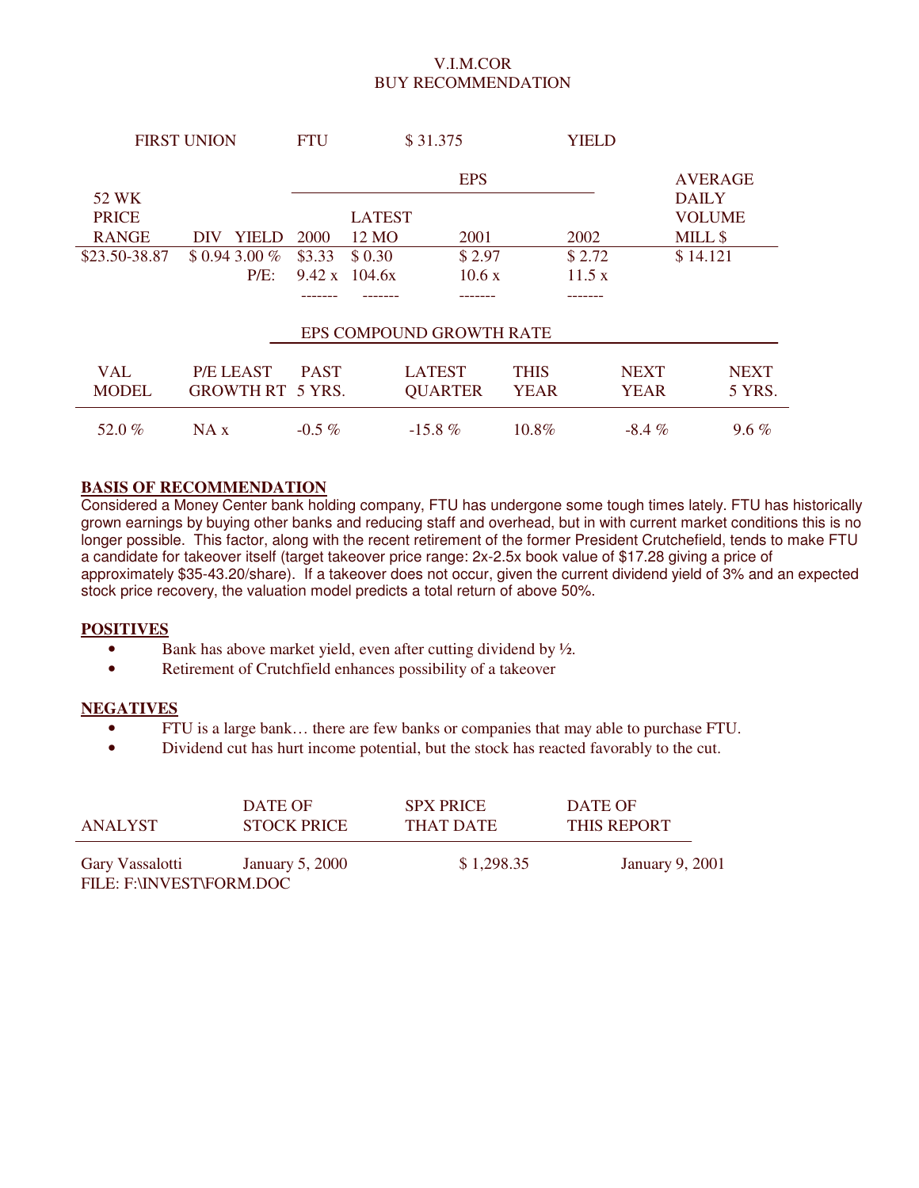# V.I.M.COR
## BUY RECOMMENDATION

| FIRST UNION | FTU | $ 31.375 | | YIELD | |
|---|---|---|---|---|---|

| 52 WK PRICE RANGE | DIV YIELD | EPS 2000 | EPS LATEST 12 MO | EPS 2001 | EPS 2002 | AVERAGE DAILY VOLUME MILL $ |
|---|---|---|---|---|---|---|
| $23.50-38.87 | $ 0.94 3.00 % | $3.33 | $ 0.30 | $ 2.97 | $ 2.72 | $ 14.121 |
| | P/E: | 9.42 x | 104.6x | 10.6 x | 11.5 x | |

| VAL MODEL | P/E LEAST GROWTH RT | EPS COMPOUND GROWTH RATE: PAST 5 YRS. | LATEST QUARTER | THIS YEAR | NEXT YEAR | NEXT 5 YRS. |
|---|---|---|---|---|---|---|
| 52.0 % | NA x | -0.5 % | -15.8 % | 10.8% | -8.4 % | 9.6 % |

**BASIS OF RECOMMENDATION**

Considered a Money Center bank holding company, FTU has undergone some tough times lately. FTU has historically grown earnings by buying other banks and reducing staff and overhead, but in with current market conditions this is no longer possible. This factor, along with the recent retirement of the former President Crutchefield, tends to make FTU a candidate for takeover itself (target takeover price range: 2x-2.5x book value of $17.28 giving a price of approximately $35-43.20/share). If a takeover does not occur, given the current dividend yield of 3% and an expected stock price recovery, the valuation model predicts a total return of above 50%.

**POSITIVES**

- Bank has above market yield, even after cutting dividend by ½.
- Retirement of Crutchfield enhances possibility of a takeover

**NEGATIVES**

- FTU is a large bank… there are few banks or companies that may able to purchase FTU.
- Dividend cut has hurt income potential, but the stock has reacted favorably to the cut.

| ANALYST | DATE OF STOCK PRICE | SPX PRICE THAT DATE | DATE OF THIS REPORT |
|---|---|---|---|
| Gary Vassalotti | January 5, 2000 | $ 1,298.35 | January 9, 2001 |

FILE: F:\INVEST\FORM.DOC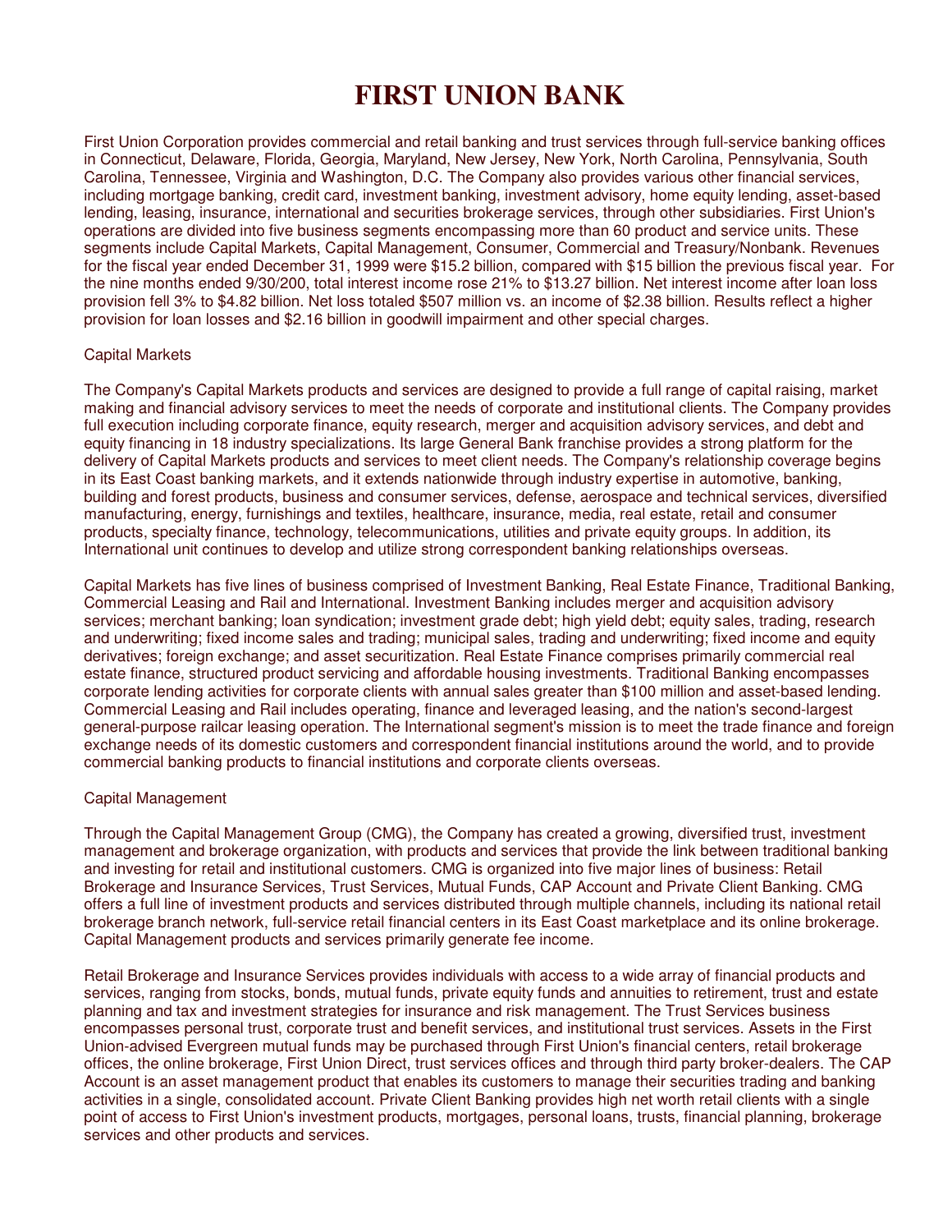# FIRST UNION BANK

First Union Corporation provides commercial and retail banking and trust services through full-service banking offices in Connecticut, Delaware, Florida, Georgia, Maryland, New Jersey, New York, North Carolina, Pennsylvania, South Carolina, Tennessee, Virginia and Washington, D.C. The Company also provides various other financial services, including mortgage banking, credit card, investment banking, investment advisory, home equity lending, asset-based lending, leasing, insurance, international and securities brokerage services, through other subsidiaries. First Union's operations are divided into five business segments encompassing more than 60 product and service units. These segments include Capital Markets, Capital Management, Consumer, Commercial and Treasury/Nonbank. Revenues for the fiscal year ended December 31, 1999 were $15.2 billion, compared with $15 billion the previous fiscal year. For the nine months ended 9/30/200, total interest income rose 21% to $13.27 billion. Net interest income after loan loss provision fell 3% to $4.82 billion. Net loss totaled $507 million vs. an income of $2.38 billion. Results reflect a higher provision for loan losses and $2.16 billion in goodwill impairment and other special charges.

## Capital Markets

The Company's Capital Markets products and services are designed to provide a full range of capital raising, market making and financial advisory services to meet the needs of corporate and institutional clients. The Company provides full execution including corporate finance, equity research, merger and acquisition advisory services, and debt and equity financing in 18 industry specializations. Its large General Bank franchise provides a strong platform for the delivery of Capital Markets products and services to meet client needs. The Company's relationship coverage begins in its East Coast banking markets, and it extends nationwide through industry expertise in automotive, banking, building and forest products, business and consumer services, defense, aerospace and technical services, diversified manufacturing, energy, furnishings and textiles, healthcare, insurance, media, real estate, retail and consumer products, specialty finance, technology, telecommunications, utilities and private equity groups. In addition, its International unit continues to develop and utilize strong correspondent banking relationships overseas.

Capital Markets has five lines of business comprised of Investment Banking, Real Estate Finance, Traditional Banking, Commercial Leasing and Rail and International. Investment Banking includes merger and acquisition advisory services; merchant banking; loan syndication; investment grade debt; high yield debt; equity sales, trading, research and underwriting; fixed income sales and trading; municipal sales, trading and underwriting; fixed income and equity derivatives; foreign exchange; and asset securitization. Real Estate Finance comprises primarily commercial real estate finance, structured product servicing and affordable housing investments. Traditional Banking encompasses corporate lending activities for corporate clients with annual sales greater than $100 million and asset-based lending. Commercial Leasing and Rail includes operating, finance and leveraged leasing, and the nation's second-largest general-purpose railcar leasing operation. The International segment's mission is to meet the trade finance and foreign exchange needs of its domestic customers and correspondent financial institutions around the world, and to provide commercial banking products to financial institutions and corporate clients overseas.

## Capital Management

Through the Capital Management Group (CMG), the Company has created a growing, diversified trust, investment management and brokerage organization, with products and services that provide the link between traditional banking and investing for retail and institutional customers. CMG is organized into five major lines of business: Retail Brokerage and Insurance Services, Trust Services, Mutual Funds, CAP Account and Private Client Banking. CMG offers a full line of investment products and services distributed through multiple channels, including its national retail brokerage branch network, full-service retail financial centers in its East Coast marketplace and its online brokerage. Capital Management products and services primarily generate fee income.

Retail Brokerage and Insurance Services provides individuals with access to a wide array of financial products and services, ranging from stocks, bonds, mutual funds, private equity funds and annuities to retirement, trust and estate planning and tax and investment strategies for insurance and risk management. The Trust Services business encompasses personal trust, corporate trust and benefit services, and institutional trust services. Assets in the First Union-advised Evergreen mutual funds may be purchased through First Union's financial centers, retail brokerage offices, the online brokerage, First Union Direct, trust services offices and through third party broker-dealers. The CAP Account is an asset management product that enables its customers to manage their securities trading and banking activities in a single, consolidated account. Private Client Banking provides high net worth retail clients with a single point of access to First Union's investment products, mortgages, personal loans, trusts, financial planning, brokerage services and other products and services.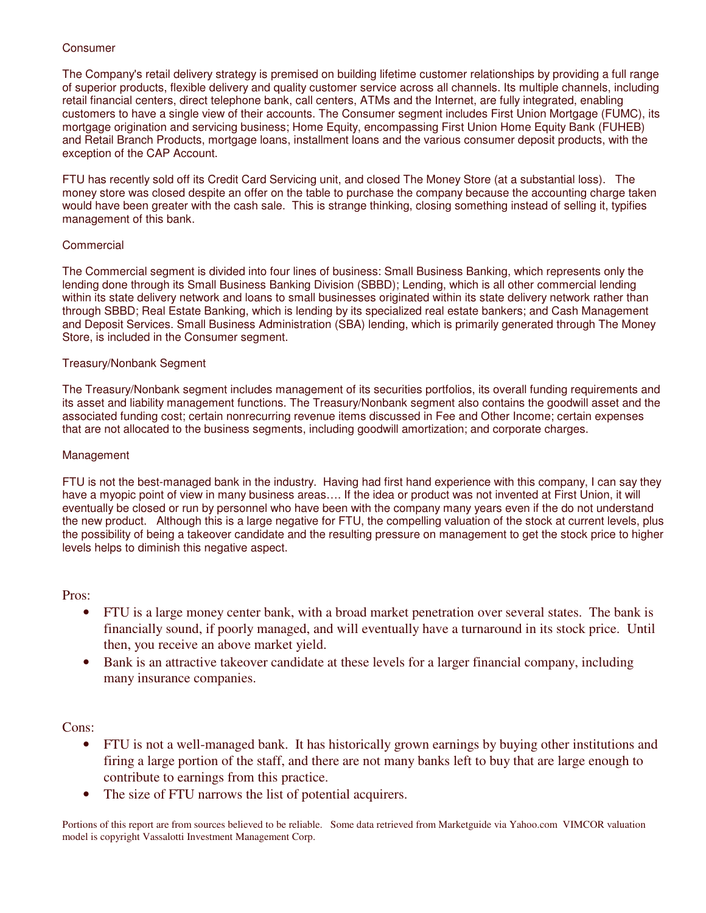### Consumer

The Company's retail delivery strategy is premised on building lifetime customer relationships by providing a full range of superior products, flexible delivery and quality customer service across all channels. Its multiple channels, including retail financial centers, direct telephone bank, call centers, ATMs and the Internet, are fully integrated, enabling customers to have a single view of their accounts. The Consumer segment includes First Union Mortgage (FUMC), its mortgage origination and servicing business; Home Equity, encompassing First Union Home Equity Bank (FUHEB) and Retail Branch Products, mortgage loans, installment loans and the various consumer deposit products, with the exception of the CAP Account.

FTU has recently sold off its Credit Card Servicing unit, and closed The Money Store (at a substantial loss). The money store was closed despite an offer on the table to purchase the company because the accounting charge taken would have been greater with the cash sale. This is strange thinking, closing something instead of selling it, typifies management of this bank.

### Commercial

The Commercial segment is divided into four lines of business: Small Business Banking, which represents only the lending done through its Small Business Banking Division (SBBD); Lending, which is all other commercial lending within its state delivery network and loans to small businesses originated within its state delivery network rather than through SBBD; Real Estate Banking, which is lending by its specialized real estate bankers; and Cash Management and Deposit Services. Small Business Administration (SBA) lending, which is primarily generated through The Money Store, is included in the Consumer segment.

### Treasury/Nonbank Segment

The Treasury/Nonbank segment includes management of its securities portfolios, its overall funding requirements and its asset and liability management functions. The Treasury/Nonbank segment also contains the goodwill asset and the associated funding cost; certain nonrecurring revenue items discussed in Fee and Other Income; certain expenses that are not allocated to the business segments, including goodwill amortization; and corporate charges.

### Management

FTU is not the best-managed bank in the industry. Having had first hand experience with this company, I can say they have a myopic point of view in many business areas…. If the idea or product was not invented at First Union, it will eventually be closed or run by personnel who have been with the company many years even if the do not understand the new product. Although this is a large negative for FTU, the compelling valuation of the stock at current levels, plus the possibility of being a takeover candidate and the resulting pressure on management to get the stock price to higher levels helps to diminish this negative aspect.

Pros:

- FTU is a large money center bank, with a broad market penetration over several states. The bank is financially sound, if poorly managed, and will eventually have a turnaround in its stock price. Until then, you receive an above market yield.
- Bank is an attractive takeover candidate at these levels for a larger financial company, including many insurance companies.

Cons:

- FTU is not a well-managed bank. It has historically grown earnings by buying other institutions and firing a large portion of the staff, and there are not many banks left to buy that are large enough to contribute to earnings from this practice.
- The size of FTU narrows the list of potential acquirers.

Portions of this report are from sources believed to be reliable. Some data retrieved from Marketguide via Yahoo.com VIMCOR valuation model is copyright Vassalotti Investment Management Corp.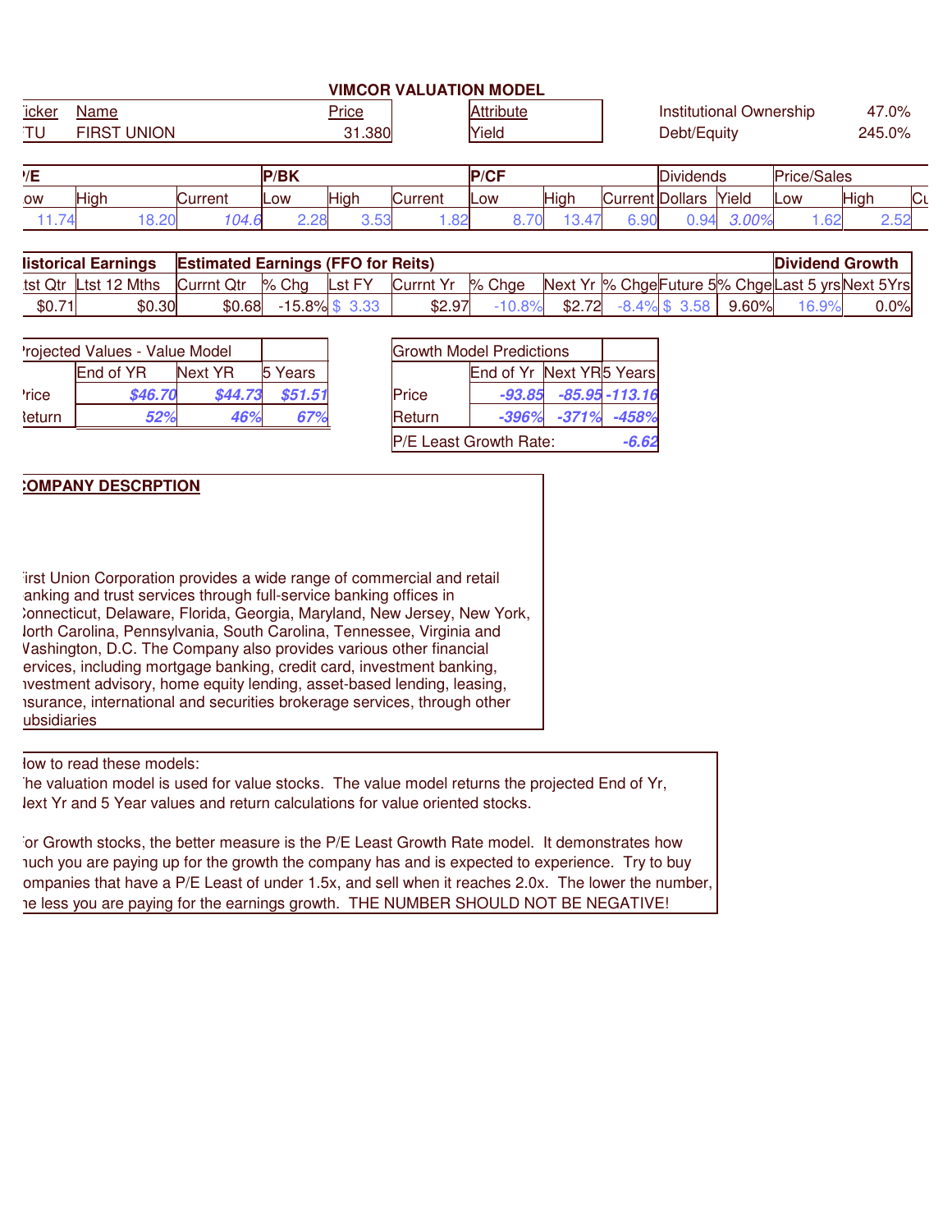# VIMCOR VALUATION MODEL

| Ticker | Name | Price | Attribute | | |
|---|---|---|---|---|---|
| FTU | FIRST UNION | 31.380 | Yield | Institutional Ownership | 47.0% |
| | | | | Debt/Equity | 245.0% |

| P/E | | | P/BK | | | P/CF | | | Dividends | | Price/Sales | | |
|---|---|---|---|---|---|---|---|---|---|---|---|---|---|
| Low | High | Current | Low | High | Current | Low | High | Current | Dollars | Yield | Low | High | Cu |
| 11.74 | 18.20 | *104.6* | 2.28 | 3.53 | 1.82 | 8.70 | 13.47 | 6.90 | 0.94 | *3.00%* | 1.62 | 2.52 | |

| Historical Earnings | | Estimated Earnings (FFO for Reits) | | | | | | | | | Dividend Growth | |
|---|---|---|---|---|---|---|---|---|---|---|---|---|
| Ltst Qtr | Ltst 12 Mths | Currnt Qtr | % Chg | Lst FY | Currnt Yr | % Chge | Next Yr | % Chge | Future 5 | % Chge | Last 5 yrs | Next 5Yrs |
| $0.71 | $0.30 | $0.68 | -15.8% | $ 3.33 | $2.97 | -10.8% | $2.72 | -8.4% | $ 3.58 | 9.60% | 16.9% | 0.0% |

| Projected Values - Value Model | End of YR | Next YR | 5 Years |
|---|---|---|---|
| Price | *$46.70* | *$44.73* | *$51.51* |
| Return | *52%* | *46%* | *67%* |

| Growth Model Predictions | End of Yr | Next YR | 5 Years |
|---|---|---|---|
| Price | *-93.85* | *-85.95* | *-113.16* |
| Return | *-396%* | *-371%* | *-458%* |
| P/E Least Growth Rate: | | | *-6.62* |

## COMPANY DESCRPTION

First Union Corporation provides a wide range of commercial and retail banking and trust services through full-service banking offices in Connecticut, Delaware, Florida, Georgia, Maryland, New Jersey, New York, North Carolina, Pennsylvania, South Carolina, Tennessee, Virginia and Washington, D.C. The Company also provides various other financial services, including mortgage banking, credit card, investment banking, investment advisory, home equity lending, asset-based lending, leasing, insurance, international and securities brokerage services, through other subsidiaries

How to read these models:
The valuation model is used for value stocks. The value model returns the projected End of Yr, Next Yr and 5 Year values and return calculations for value oriented stocks.

For Growth stocks, the better measure is the P/E Least Growth Rate model. It demonstrates how much you are paying up for the growth the company has and is expected to experience. Try to buy companies that have a P/E Least of under 1.5x, and sell when it reaches 2.0x. The lower the number, the less you are paying for the earnings growth. THE NUMBER SHOULD NOT BE NEGATIVE!